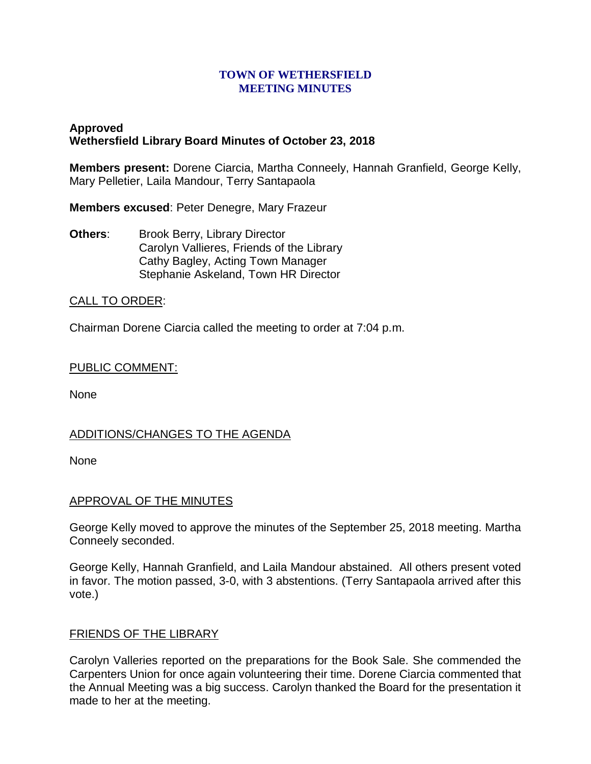**TOWN OF WETHERSFIELD**
**MEETING MINUTES**

**Approved**
**Wethersfield Library Board Minutes of October 23, 2018**

**Members present:** Dorene Ciarcia, Martha Conneely, Hannah Granfield, George Kelly, Mary Pelletier, Laila Mandour, Terry Santapaola

**Members excused**: Peter Denegre, Mary Frazeur

**Others**: Brook Berry, Library Director
Carolyn Vallieres, Friends of the Library
Cathy Bagley, Acting Town Manager
Stephanie Askeland, Town HR Director

CALL TO ORDER:

Chairman Dorene Ciarcia called the meeting to order at 7:04 p.m.

PUBLIC COMMENT:

None

ADDITIONS/CHANGES TO THE AGENDA

None

APPROVAL OF THE MINUTES

George Kelly moved to approve the minutes of the September 25, 2018 meeting. Martha Conneely seconded.

George Kelly, Hannah Granfield, and Laila Mandour abstained. All others present voted in favor. The motion passed, 3-0, with 3 abstentions. (Terry Santapaola arrived after this vote.)

FRIENDS OF THE LIBRARY

Carolyn Valleries reported on the preparations for the Book Sale. She commended the Carpenters Union for once again volunteering their time. Dorene Ciarcia commented that the Annual Meeting was a big success. Carolyn thanked the Board for the presentation it made to her at the meeting.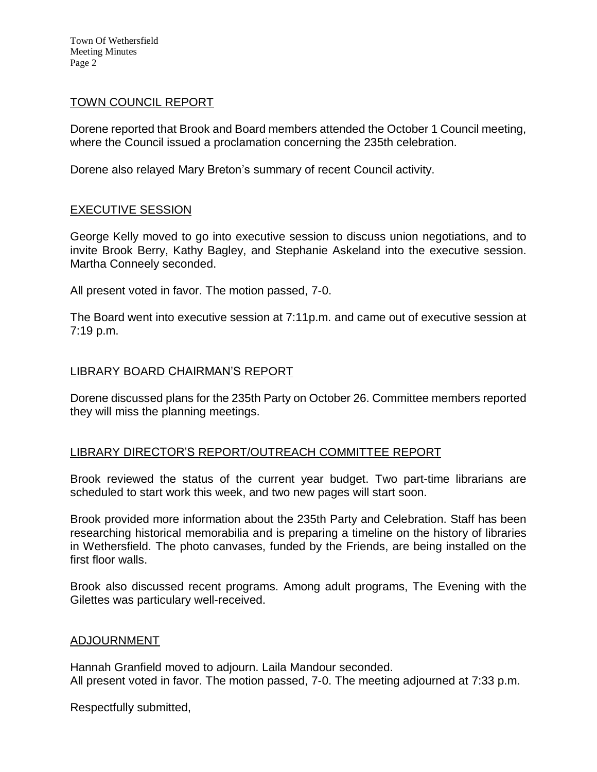## TOWN COUNCIL REPORT

Dorene reported that Brook and Board members attended the October 1 Council meeting, where the Council issued a proclamation concerning the 235th celebration.

Dorene also relayed Mary Breton's summary of recent Council activity.

## EXECUTIVE SESSION

George Kelly moved to go into executive session to discuss union negotiations, and to invite Brook Berry, Kathy Bagley, and Stephanie Askeland into the executive session. Martha Conneely seconded.

All present voted in favor. The motion passed, 7-0.

The Board went into executive session at 7:11p.m. and came out of executive session at 7:19 p.m.

## LIBRARY BOARD CHAIRMAN'S REPORT

Dorene discussed plans for the 235th Party on October 26. Committee members reported they will miss the planning meetings.

## LIBRARY DIRECTOR'S REPORT/OUTREACH COMMITTEE REPORT

Brook reviewed the status of the current year budget. Two part-time librarians are scheduled to start work this week, and two new pages will start soon.

Brook provided more information about the 235th Party and Celebration. Staff has been researching historical memorabilia and is preparing a timeline on the history of libraries in Wethersfield. The photo canvases, funded by the Friends, are being installed on the first floor walls.

Brook also discussed recent programs. Among adult programs, The Evening with the Gilettes was particulary well-received.

## ADJOURNMENT

Hannah Granfield moved to adjourn. Laila Mandour seconded.
All present voted in favor. The motion passed, 7-0. The meeting adjourned at 7:33 p.m.

Respectfully submitted,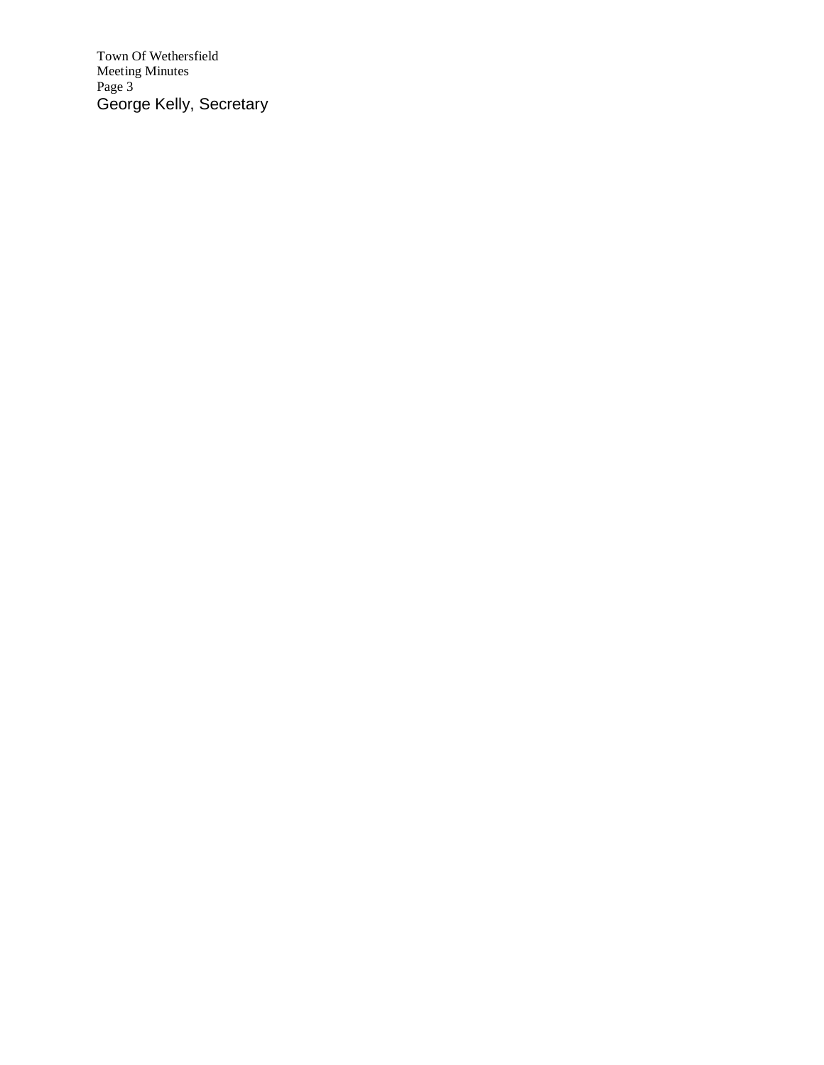George Kelly, Secretary